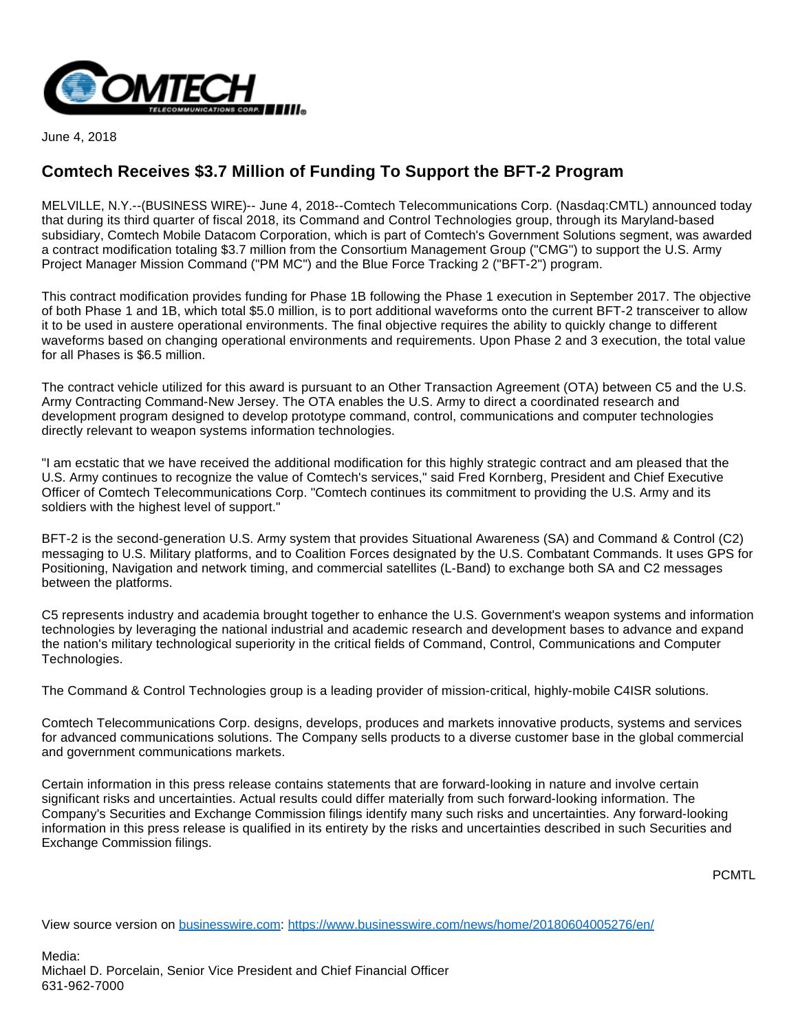June 4, 2018

# Comtech Receives $3.7 Million of Funding To Support the BFT-2 Program

MELVILLE, N.Y.--(BUSINESS WIRE)-- June 4, 2018--Comtech Telecommunications Corp. (Nasdaq:CMTL) announced today that during its third quarter of fiscal 2018, its Command and Control Technologies group, through its Maryland-based subsidiary, Comtech Mobile Datacom Corporation, which is part of Comtech's Government Solutions segment, was awarded a contract modification totaling $3.7 million from the Consortium Management Group ("CMG") to support the U.S. Army Project Manager Mission Command ("PM MC") and the Blue Force Tracking 2 ("BFT-2") program.

This contract modification provides funding for Phase 1B following the Phase 1 execution in September 2017. The objective of both Phase 1 and 1B, which total $5.0 million, is to port additional waveforms onto the current BFT-2 transceiver to allow it to be used in austere operational environments. The final objective requires the ability to quickly change to different waveforms based on changing operational environments and requirements. Upon Phase 2 and 3 execution, the total value for all Phases is $6.5 million.

The contract vehicle utilized for this award is pursuant to an Other Transaction Agreement (OTA) between C5 and the U.S. Army Contracting Command-New Jersey. The OTA enables the U.S. Army to direct a coordinated research and development program designed to develop prototype command, control, communications and computer technologies directly relevant to weapon systems information technologies.

"I am ecstatic that we have received the additional modification for this highly strategic contract and am pleased that the U.S. Army continues to recognize the value of Comtech's services," said Fred Kornberg, President and Chief Executive Officer of Comtech Telecommunications Corp. "Comtech continues its commitment to providing the U.S. Army and its soldiers with the highest level of support."

BFT-2 is the second-generation U.S. Army system that provides Situational Awareness (SA) and Command & Control (C2) messaging to U.S. Military platforms, and to Coalition Forces designated by the U.S. Combatant Commands. It uses GPS for Positioning, Navigation and network timing, and commercial satellites (L-Band) to exchange both SA and C2 messages between the platforms.

C5 represents industry and academia brought together to enhance the U.S. Government's weapon systems and information technologies by leveraging the national industrial and academic research and development bases to advance and expand the nation's military technological superiority in the critical fields of Command, Control, Communications and Computer Technologies.

The Command & Control Technologies group is a leading provider of mission-critical, highly-mobile C4ISR solutions.

Comtech Telecommunications Corp. designs, develops, produces and markets innovative products, systems and services for advanced communications solutions. The Company sells products to a diverse customer base in the global commercial and government communications markets.

Certain information in this press release contains statements that are forward-looking in nature and involve certain significant risks and uncertainties. Actual results could differ materially from such forward-looking information. The Company's Securities and Exchange Commission filings identify many such risks and uncertainties. Any forward-looking information in this press release is qualified in its entirety by the risks and uncertainties described in such Securities and Exchange Commission filings.

PCMTL

View source version on businesswire.com: https://www.businesswire.com/news/home/20180604005276/en/

Media:
Michael D. Porcelain, Senior Vice President and Chief Financial Officer
631-962-7000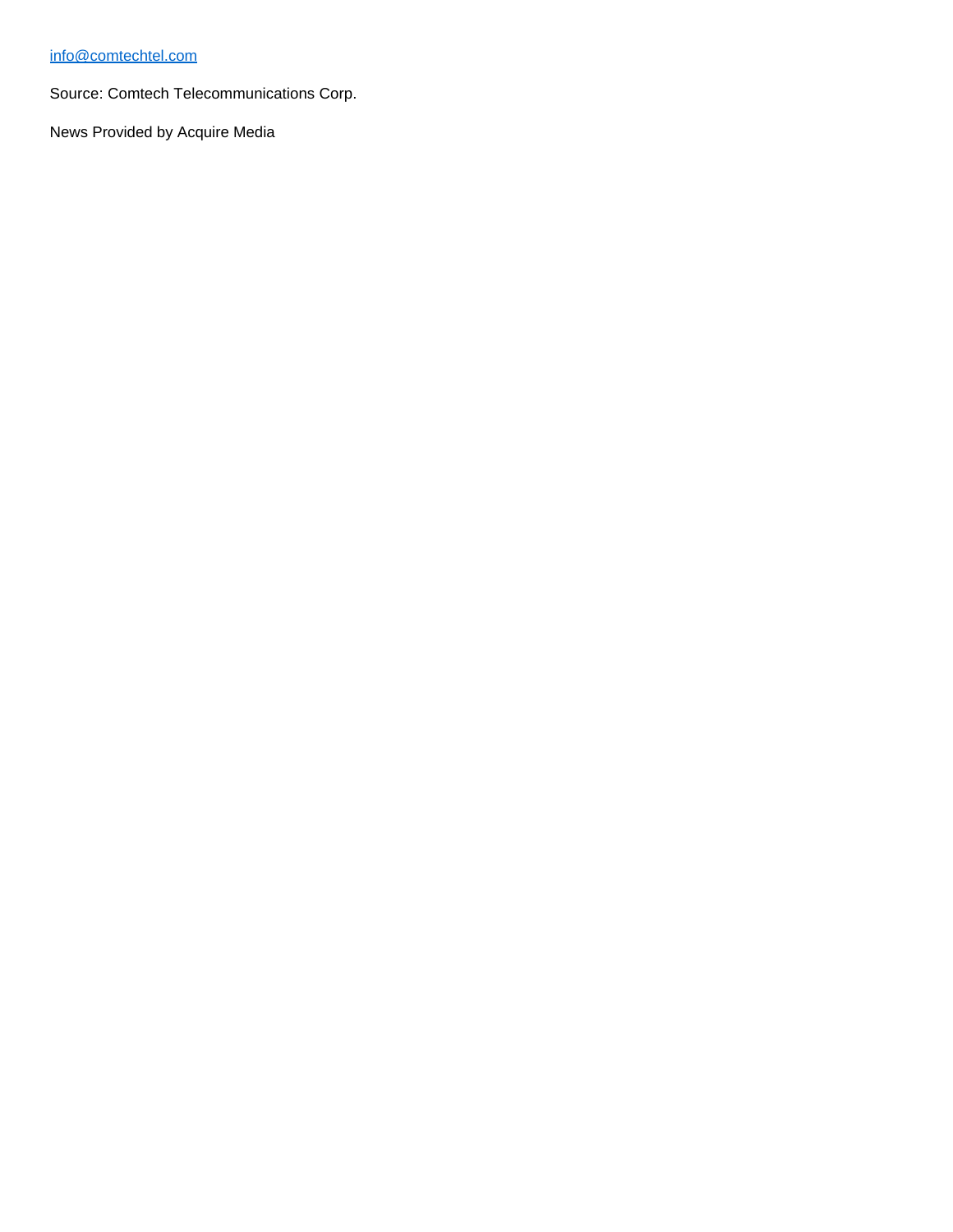info@comtechtel.com

Source: Comtech Telecommunications Corp.

News Provided by Acquire Media